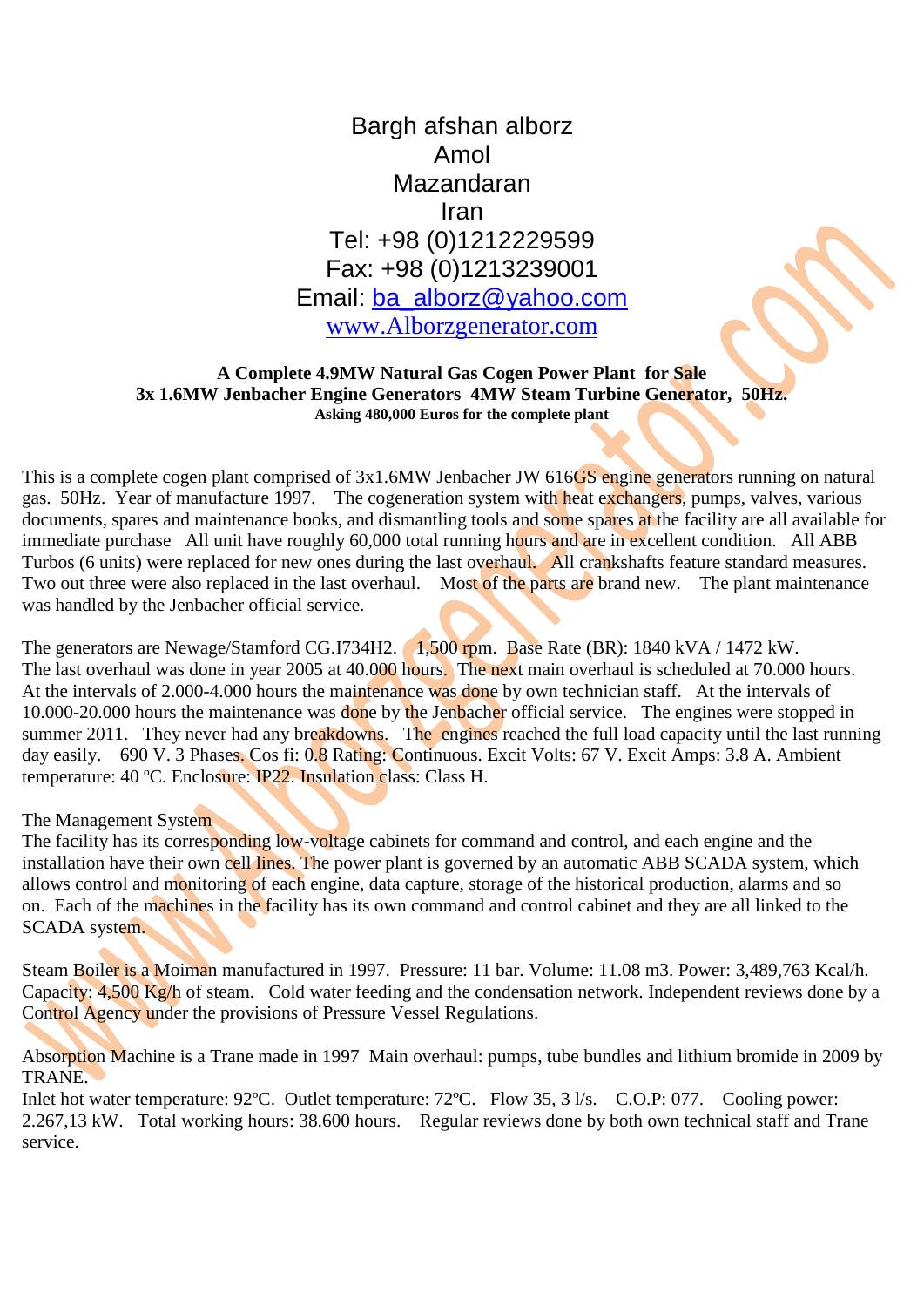Bargh afshan alborz
Amol
Mazandaran
Iran
Tel: +98 (0)1212229599
Fax: +98 (0)1213239001
Email: ba_alborz@yahoo.com
www.Alborzgenerator.com

**A Complete 4.9MW Natural Gas Cogen Power Plant for Sale**
**3x 1.6MW Jenbacher Engine Generators 4MW Steam Turbine Generator, 50Hz.**
**Asking 480,000 Euros for the complete plant**

This is a complete cogen plant comprised of 3x1.6MW Jenbacher JW 616GS engine generators running on natural gas. 50Hz. Year of manufacture 1997. The cogeneration system with heat exchangers, pumps, valves, various documents, spares and maintenance books, and dismantling tools and some spares at the facility are all available for immediate purchase All unit have roughly 60,000 total running hours and are in excellent condition. All ABB Turbos (6 units) were replaced for new ones during the last overhaul. All crankshafts feature standard measures. Two out three were also replaced in the last overhaul. Most of the parts are brand new. The plant maintenance was handled by the Jenbacher official service.

The generators are Newage/Stamford CG.I734H2. 1,500 rpm. Base Rate (BR): 1840 kVA / 1472 kW. The last overhaul was done in year 2005 at 40.000 hours. The next main overhaul is scheduled at 70.000 hours. At the intervals of 2.000-4.000 hours the maintenance was done by own technician staff. At the intervals of 10.000-20.000 hours the maintenance was done by the Jenbacher official service. The engines were stopped in summer 2011. They never had any breakdowns. The engines reached the full load capacity until the last running day easily. 690 V. 3 Phases. Cos fi: 0.8 Rating: Continuous. Excit Volts: 67 V. Excit Amps: 3.8 A. Ambient temperature: 40 ºC. Enclosure: IP22. Insulation class: Class H.

The Management System
The facility has its corresponding low-voltage cabinets for command and control, and each engine and the installation have their own cell lines. The power plant is governed by an automatic ABB SCADA system, which allows control and monitoring of each engine, data capture, storage of the historical production, alarms and so on. Each of the machines in the facility has its own command and control cabinet and they are all linked to the SCADA system.

Steam Boiler is a Moiman manufactured in 1997. Pressure: 11 bar. Volume: 11.08 m3. Power: 3,489,763 Kcal/h. Capacity: 4,500 Kg/h of steam. Cold water feeding and the condensation network. Independent reviews done by a Control Agency under the provisions of Pressure Vessel Regulations.

Absorption Machine is a Trane made in 1997 Main overhaul: pumps, tube bundles and lithium bromide in 2009 by TRANE.
Inlet hot water temperature: 92ºC. Outlet temperature: 72ºC. Flow 35, 3 l/s. C.O.P: 077. Cooling power: 2.267,13 kW. Total working hours: 38.600 hours. Regular reviews done by both own technical staff and Trane service.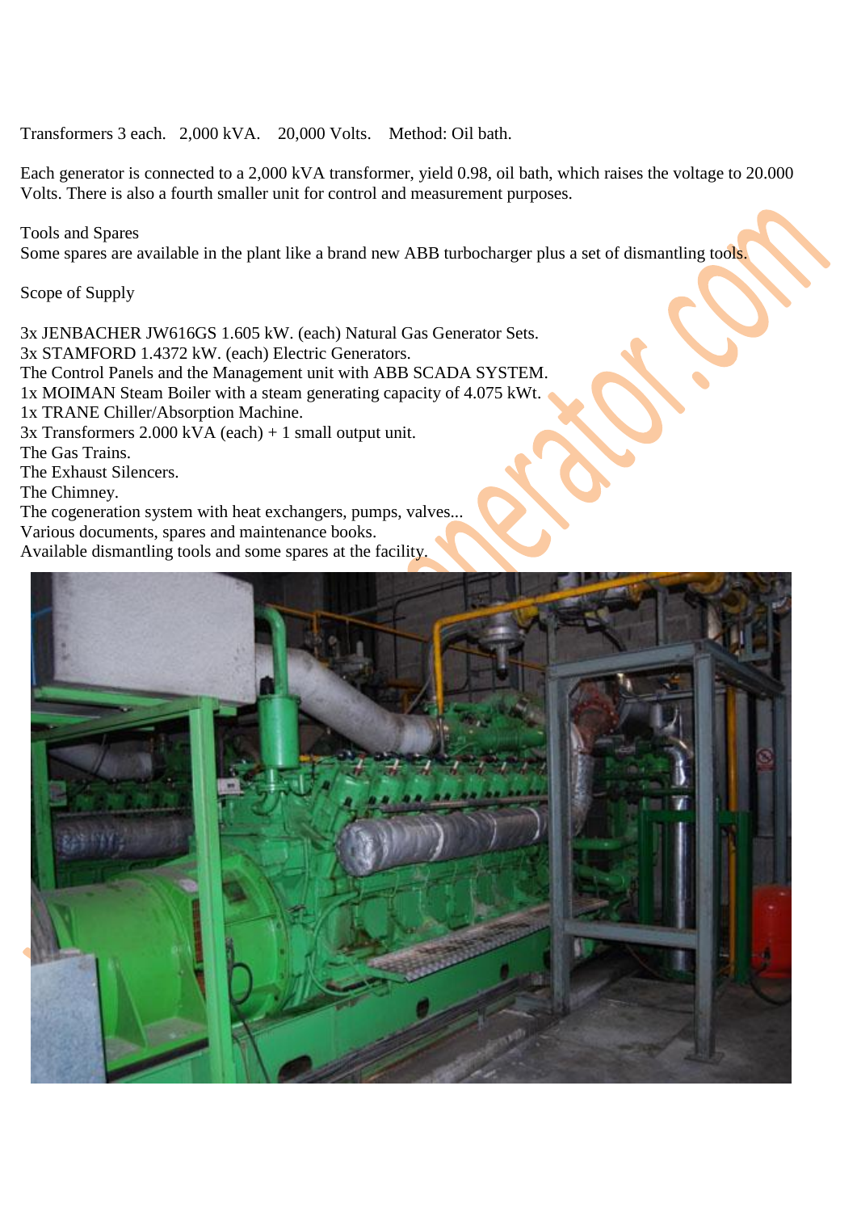Transformers 3 each. 2,000 kVA. 20,000 Volts. Method: Oil bath.

Each generator is connected to a 2,000 kVA transformer, yield 0.98, oil bath, which raises the voltage to 20.000 Volts. There is also a fourth smaller unit for control and measurement purposes.

Tools and Spares
Some spares are available in the plant like a brand new ABB turbocharger plus a set of dismantling tools.

Scope of Supply

3x JENBACHER JW616GS 1.605 kW. (each) Natural Gas Generator Sets.
3x STAMFORD 1.4372 kW. (each) Electric Generators.
The Control Panels and the Management unit with ABB SCADA SYSTEM.
1x MOIMAN Steam Boiler with a steam generating capacity of 4.075 kWt.
1x TRANE Chiller/Absorption Machine.
3x Transformers 2.000 kVA (each) + 1 small output unit.
The Gas Trains.
The Exhaust Silencers.
The Chimney.
The cogeneration system with heat exchangers, pumps, valves...
Various documents, spares and maintenance books.
Available dismantling tools and some spares at the facility.